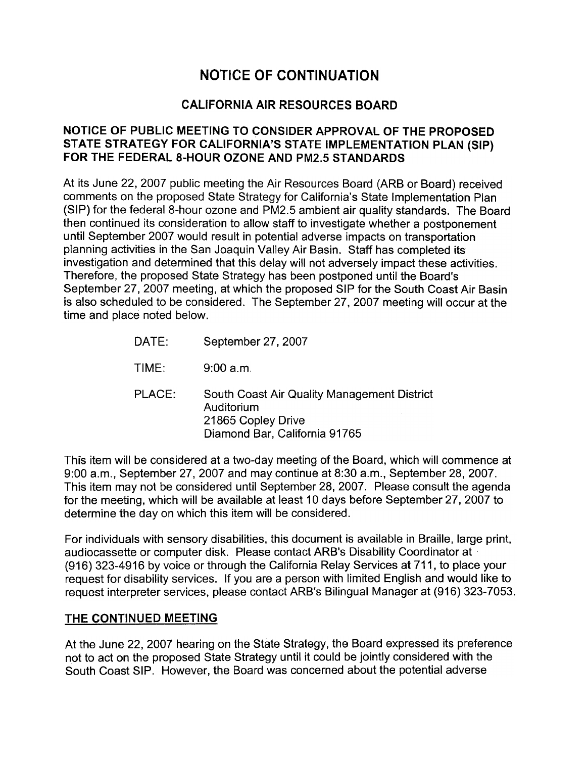# NOTICE OF CONTINUATION

## CALIFORNIA AIR RESOURCES BOARD

### NOTICE OF PUBLIC MEETING TO CONSIDER APPROVAL OF THE PROPOSED STATE STRATEGY FOR CALIFORNIA'S STATE IMPLEMENTATION PLAN (SIP) FOR THE FEDERAL 8-HOUR OZONE AND PM2.5 STANDARDS

At its June 22, 2007 public meeting the Air Resources Board (ARB or Board) received comments on the proposed State Strategy for California's State Implementation Plan (SIP) for the federal 8-hour ozone and PM2.5 ambient air quality standards. The Board then continued its consideration to allow staff to investigate whether a postponement until September 2007 would result in potential adverse impacts on transportation planning activities in the San Joaquin Valley Air Basin. Staff has completed its investigation and determined that this delay will not adversely impact these activities. Therefore, the proposed State Strategy has been postponed until the Board's September 27, 2007 meeting, at which the proposed SIP for the South Coast Air Basin is also scheduled to be considered. The September 27, 2007 meeting will occur at the time and place noted below.

DATE: September 27, 2007

TIME: 9:00 a.m.

PLACE: South Coast Air Quality Management District
Auditorium
21865 Copley Drive
Diamond Bar, California 91765

This item will be considered at a two-day meeting of the Board, which will commence at 9:00 a.m., September 27, 2007 and may continue at 8:30 a.m., September 28, 2007. This item may not be considered until September 28, 2007. Please consult the agenda for the meeting, which will be available at least 10 days before September 27, 2007 to determine the day on which this item will be considered.

For individuals with sensory disabilities, this document is available in Braille, large print, audiocassette or computer disk. Please contact ARB's Disability Coordinator at (916) 323-4916 by voice or through the California Relay Services at 711, to place your request for disability services. If you are a person with limited English and would like to request interpreter services, please contact ARB's Bilingual Manager at (916) 323-7053.

## THE CONTINUED MEETING

At the June 22, 2007 hearing on the State Strategy, the Board expressed its preference not to act on the proposed State Strategy until it could be jointly considered with the South Coast SIP. However, the Board was concerned about the potential adverse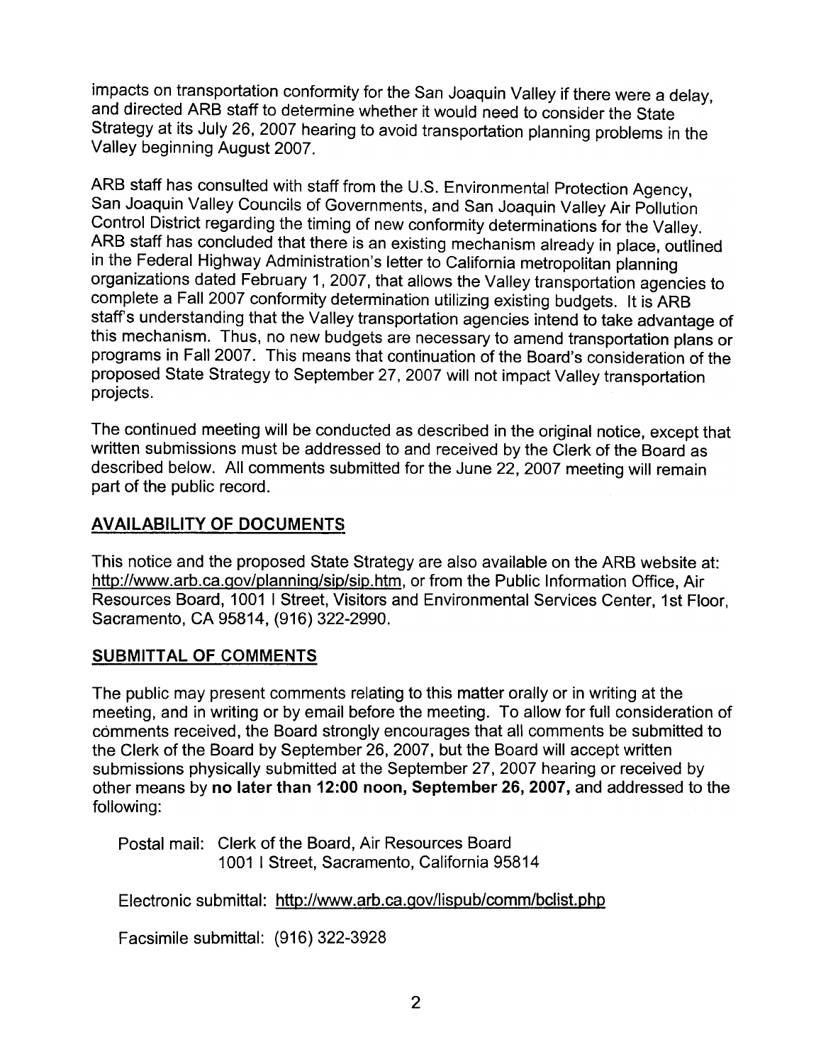impacts on transportation conformity for the San Joaquin Valley if there were a delay, and directed ARB staff to determine whether it would need to consider the State Strategy at its July 26, 2007 hearing to avoid transportation planning problems in the Valley beginning August 2007.

ARB staff has consulted with staff from the U.S. Environmental Protection Agency, San Joaquin Valley Councils of Governments, and San Joaquin Valley Air Pollution Control District regarding the timing of new conformity determinations for the Valley. ARB staff has concluded that there is an existing mechanism already in place, outlined in the Federal Highway Administration's letter to California metropolitan planning organizations dated February 1, 2007, that allows the Valley transportation agencies to complete a Fall 2007 conformity determination utilizing existing budgets. It is ARB staff's understanding that the Valley transportation agencies intend to take advantage of this mechanism. Thus, no new budgets are necessary to amend transportation plans or programs in Fall 2007. This means that continuation of the Board's consideration of the proposed State Strategy to September 27, 2007 will not impact Valley transportation projects.

The continued meeting will be conducted as described in the original notice, except that written submissions must be addressed to and received by the Clerk of the Board as described below. All comments submitted for the June 22, 2007 meeting will remain part of the public record.

## AVAILABILITY OF DOCUMENTS

This notice and the proposed State Strategy are also available on the ARB website at: http://www.arb.ca.gov/planning/sip/sip.htm, or from the Public Information Office, Air Resources Board, 1001 I Street, Visitors and Environmental Services Center, 1st Floor, Sacramento, CA 95814, (916) 322-2990.

## SUBMITTAL OF COMMENTS

The public may present comments relating to this matter orally or in writing at the meeting, and in writing or by email before the meeting. To allow for full consideration of comments received, the Board strongly encourages that all comments be submitted to the Clerk of the Board by September 26, 2007, but the Board will accept written submissions physically submitted at the September 27, 2007 hearing or received by other means by **no later than 12:00 noon, September 26, 2007,** and addressed to the following:

Postal mail: Clerk of the Board, Air Resources Board
1001 I Street, Sacramento, California 95814

Electronic submittal: http://www.arb.ca.gov/lispub/comm/bclist.php

Facsimile submittal: (916) 322-3928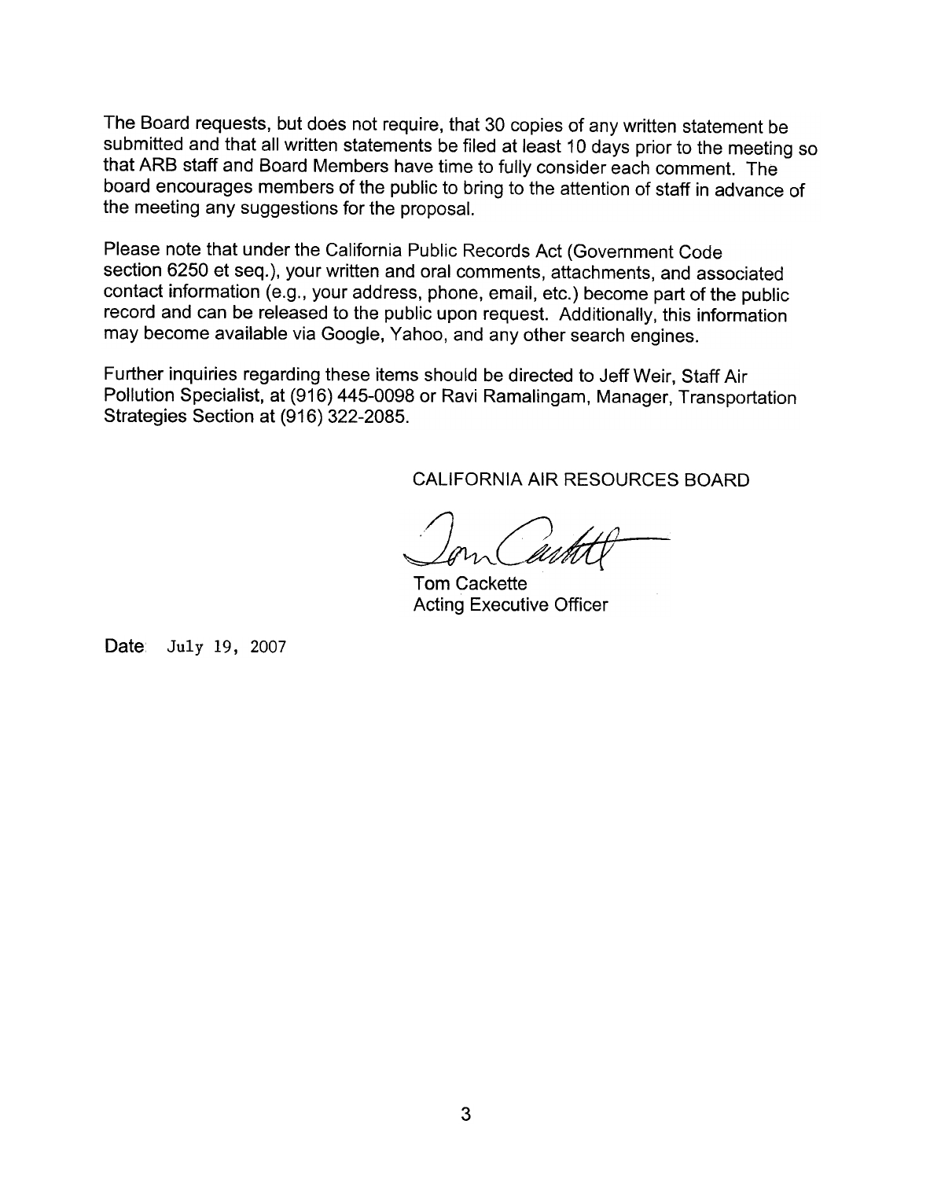The Board requests, but does not require, that 30 copies of any written statement be submitted and that all written statements be filed at least 10 days prior to the meeting so that ARB staff and Board Members have time to fully consider each comment. The board encourages members of the public to bring to the attention of staff in advance of the meeting any suggestions for the proposal.

Please note that under the California Public Records Act (Government Code section 6250 et seq.), your written and oral comments, attachments, and associated contact information (e.g., your address, phone, email, etc.) become part of the public record and can be released to the public upon request. Additionally, this information may become available via Google, Yahoo, and any other search engines.

Further inquiries regarding these items should be directed to Jeff Weir, Staff Air Pollution Specialist, at (916) 445-0098 or Ravi Ramalingam, Manager, Transportation Strategies Section at (916) 322-2085.

CALIFORNIA AIR RESOURCES BOARD

Tom Cackette
Acting Executive Officer

Date: July 19, 2007